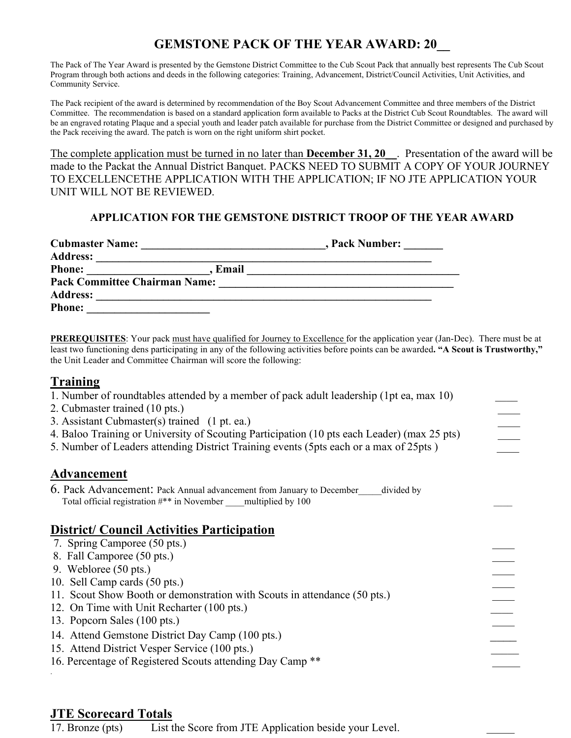# GEMSTONE PACK OF THE YEAR AWARD: 20__

The Pack of The Year Award is presented by the Gemstone District Committee to the Cub Scout Pack that annually best represents The Cub Scout Program through both actions and deeds in the following categories: Training, Advancement, District/Council Activities, Unit Activities, and Community Service.

The Pack recipient of the award is determined by recommendation of the Boy Scout Advancement Committee and three members of the District Committee. The recommendation is based on a standard application form available to Packs at the District Cub Scout Roundtables. The award will be an engraved rotating Plaque and a special youth and leader patch available for purchase from the District Committee or designed and purchased by the Pack receiving the award. The patch is worn on the right uniform shirt pocket.

The complete application must be turned in no later than **December 31, 20__**. Presentation of the award will be made to the Packat the Annual District Banquet. PACKS NEED TO SUBMIT A COPY OF YOUR JOURNEY TO EXCELLENCETHE APPLICATION WITH THE APPLICATION; IF NO JTE APPLICATION YOUR UNIT WILL NOT BE REVIEWED.

### APPLICATION FOR THE GEMSTONE DISTRICT TROOP OF THE YEAR AWARD

**Cubmaster Name: ________________________________, Pack Number: _______**
**Address: ____________________________________________________________**
**Phone: _____________________, Email _____________________________________**
**Pack Committee Chairman Name: ___________________________________________**
**Address: ____________________________________________________________**
**Phone: ______________________**

**PREREQUISITES**: Your pack must have qualified for Journey to Excellence for the application year (Jan-Dec). There must be at least two functioning dens participating in any of the following activities before points can be awarded**. "A Scout is Trustworthy,"** the Unit Leader and Committee Chairman will score the following:

## Training

1. Number of roundtables attended by a member of pack adult leadership (1pt ea, max 10) ____
2. Cubmaster trained (10 pts.) ____
3. Assistant Cubmaster(s) trained (1 pt. ea.) ____
4. Baloo Training or University of Scouting Participation (10 pts each Leader) (max 25 pts) ____
5. Number of Leaders attending District Training events (5pts each or a max of 25pts ) ____

## Advancement

6. Pack Advancement: Pack Annual advancement from January to December_____divided by Total official registration #** in November ____multiplied by 100 ____

## District/ Council Activities Participation

7. Spring Camporee (50 pts.) ____
8. Fall Camporee (50 pts.) ____
9. Webloree (50 pts.) ____
10. Sell Camp cards (50 pts.) ____
11. Scout Show Booth or demonstration with Scouts in attendance (50 pts.) ____
12. On Time with Unit Recharter (100 pts.) ____
13. Popcorn Sales (100 pts.) ____
14. Attend Gemstone District Day Camp (100 pts.) _____
15. Attend District Vesper Service (100 pts.) _____
16. Percentage of Registered Scouts attending Day Camp ** _____

## JTE Scorecard Totals

17. Bronze (pts) List the Score from JTE Application beside your Level. _____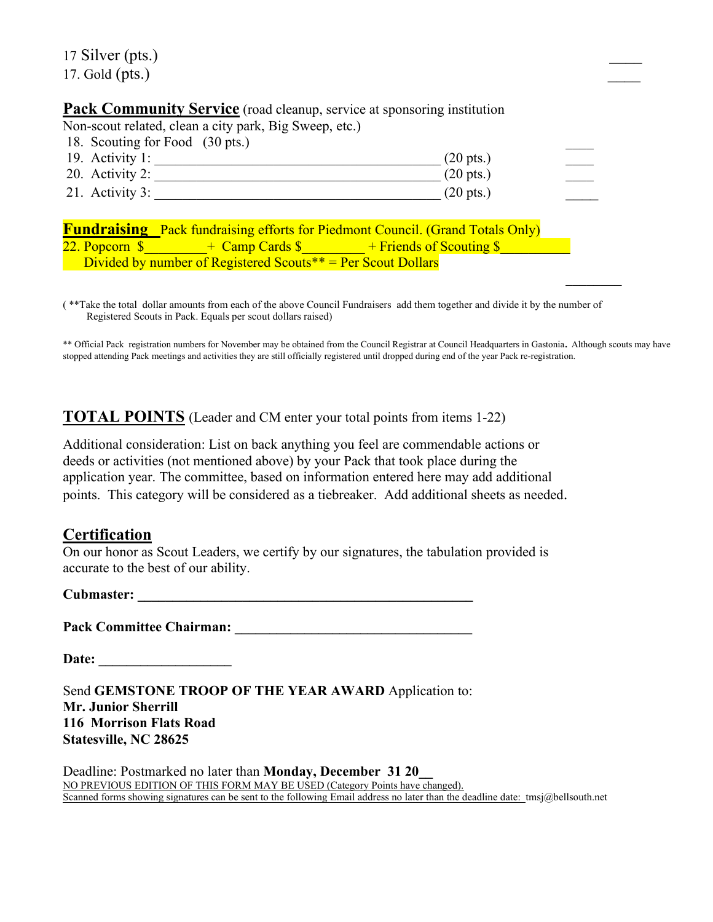17 Silver (pts.) _____

17. Gold (pts.) _____

**Pack Community Service** (road cleanup, service at sponsoring institution Non-scout related, clean a city park, Big Sweep, etc.)

18. Scouting for Food (30 pts.) ____
19. Activity 1: ________________________________________ (20 pts.) ____
20. Activity 2: ________________________________________ (20 pts.) ____
21. Activity 3: ________________________________________ (20 pts.) _____

**Fundraising** Pack fundraising efforts for Piedmont Council. (Grand Totals Only)

22. Popcorn $_________+ Camp Cards $________ + Friends of Scouting $__________
Divided by number of Registered Scouts** = Per Scout Dollars

_________

( **Take the total dollar amounts from each of the above Council Fundraisers add them together and divide it by the number of Registered Scouts in Pack. Equals per scout dollars raised)

** Official Pack registration numbers for November may be obtained from the Council Registrar at Council Headquarters in Gastonia. Although scouts may have stopped attending Pack meetings and activities they are still officially registered until dropped during end of the year Pack re-registration.

**TOTAL POINTS** (Leader and CM enter your total points from items 1-22)

Additional consideration: List on back anything you feel are commendable actions or deeds or activities (not mentioned above) by your Pack that took place during the application year. The committee, based on information entered here may add additional points. This category will be considered as a tiebreaker. Add additional sheets as needed.

**Certification**

On our honor as Scout Leaders, we certify by our signatures, the tabulation provided is accurate to the best of our ability.

**Cubmaster: _______________________________________________**

**Pack Committee Chairman: __________________________________**

**Date: ___________________**

Send **GEMSTONE TROOP OF THE YEAR AWARD** Application to:
**Mr. Junior Sherrill**
**116 Morrison Flats Road**
**Statesville, NC 28625**

Deadline: Postmarked no later than **Monday, December 31 20__**

NO PREVIOUS EDITION OF THIS FORM MAY BE USED (Category Points have changed).

Scanned forms showing signatures can be sent to the following Email address no later than the deadline date: tmsj@bellsouth.net